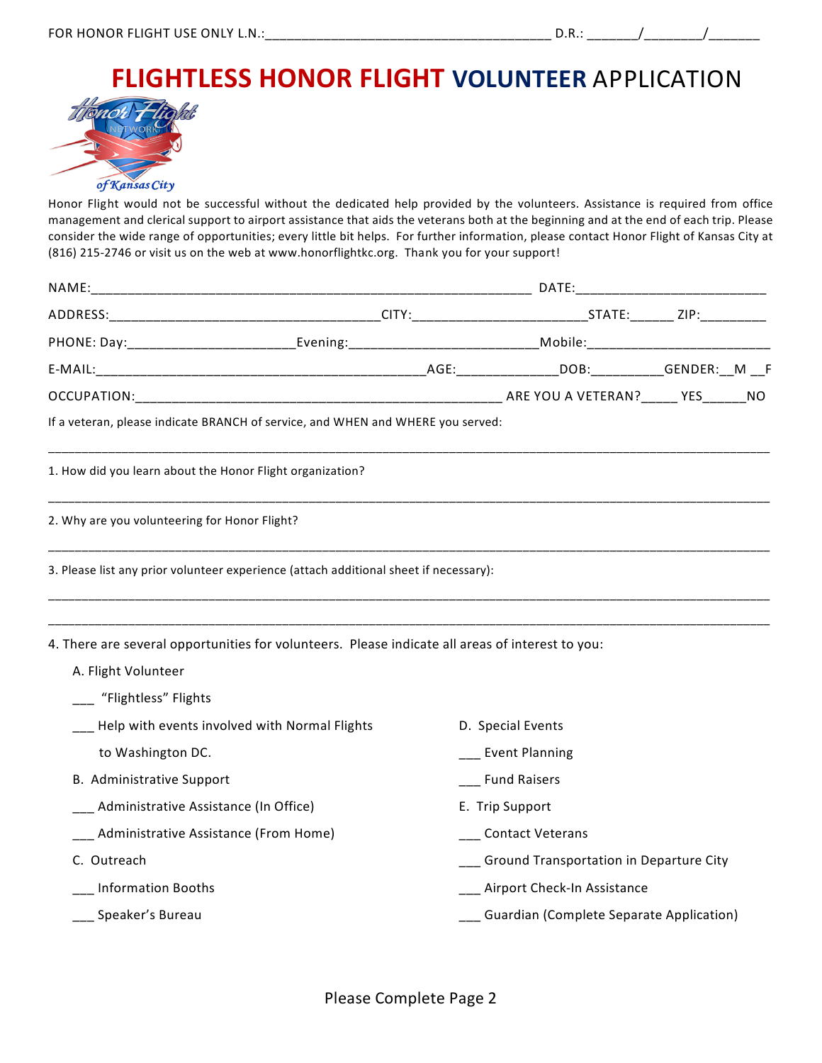FOR HONOR FLIGHT USE ONLY L.N.:_______________________________________ D.R.: _______/________/_______

# FLIGHTLESS HONOR FLIGHT VOLUNTEER APPLICATION

Honor Flight would not be successful without the dedicated help provided by the volunteers. Assistance is required from office management and clerical support to airport assistance that aids the veterans both at the beginning and at the end of each trip. Please consider the wide range of opportunities; every little bit helps. For further information, please contact Honor Flight of Kansas City at (816) 215-2746 or visit us on the web at www.honorflightkc.org. Thank you for your support!

NAME:_____________________________________________________________ DATE:__________________________

ADDRESS:_____________________________________CITY:________________________STATE:______ ZIP:_________

PHONE: Day:______________________Evening:_________________________Mobile:_________________________

E-MAIL:_____________________________________________AGE:_____________DOB:__________GENDER:__M __F

OCCUPATION:_________________________________________________ ARE YOU A VETERAN?_____ YES______NO

If a veteran, please indicate BRANCH of service, and WHEN and WHERE you served:

_____________________________________________________________________________________________

1. How did you learn about the Honor Flight organization?

_____________________________________________________________________________________________

2. Why are you volunteering for Honor Flight?

_____________________________________________________________________________________________

3. Please list any prior volunteer experience (attach additional sheet if necessary):

_____________________________________________________________________________________________

_____________________________________________________________________________________________

4. There are several opportunities for volunteers. Please indicate all areas of interest to you:

A. Flight Volunteer

___ "Flightless" Flights

___ Help with events involved with Normal Flights to Washington DC.

B. Administrative Support

___ Administrative Assistance (In Office)

___ Administrative Assistance (From Home)

C. Outreach

___ Information Booths

___ Speaker's Bureau

D. Special Events

___ Event Planning

___ Fund Raisers

E. Trip Support

___ Contact Veterans

___ Ground Transportation in Departure City

___ Airport Check-In Assistance

___ Guardian (Complete Separate Application)

Please Complete Page 2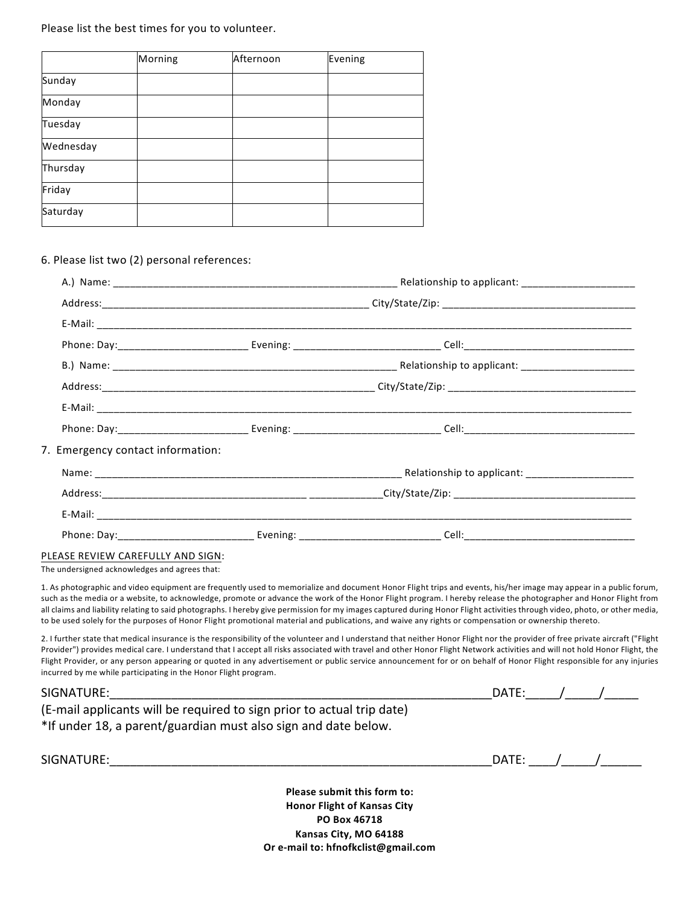Please list the best times for you to volunteer.

| | Morning | Afternoon | Evening |
|---|---|---|---|
| Sunday | | | |
| Monday | | | |
| Tuesday | | | |
| Wednesday | | | |
| Thursday | | | |
| Friday | | | |
| Saturday | | | |

6. Please list two (2) personal references:

A.) Name: ___________________________________________________ Relationship to applicant: ____________________

Address:_________________________________________________ City/State/Zip: __________________________________

E-Mail: ____________________________________________________________________________________________________

Phone: Day:______________________ Evening: _________________________ Cell:______________________________

B.) Name: ___________________________________________________ Relationship to applicant: ____________________

Address:_________________________________________________ City/State/Zip: __________________________________

E-Mail: ____________________________________________________________________________________________________

Phone: Day:______________________ Evening: _________________________ Cell:______________________________

7. Emergency contact information:

Name: _______________________________________________________ Relationship to applicant: ___________________

Address:____________________________________ _____________City/State/Zip: _________________________________

E-Mail: ____________________________________________________________________________________________________

Phone: Day:________________________ Evening: _________________________ Cell:______________________________

PLEASE REVIEW CAREFULLY AND SIGN:

The undersigned acknowledges and agrees that:

1. As photographic and video equipment are frequently used to memorialize and document Honor Flight trips and events, his/her image may appear in a public forum, such as the media or a website, to acknowledge, promote or advance the work of the Honor Flight program. I hereby release the photographer and Honor Flight from all claims and liability relating to said photographs. I hereby give permission for my images captured during Honor Flight activities through video, photo, or other media, to be used solely for the purposes of Honor Flight promotional material and publications, and waive any rights or compensation or ownership thereto.

2. I further state that medical insurance is the responsibility of the volunteer and I understand that neither Honor Flight nor the provider of free private aircraft ("Flight Provider") provides medical care. I understand that I accept all risks associated with travel and other Honor Flight Network activities and will not hold Honor Flight, the Flight Provider, or any person appearing or quoted in any advertisement or public service announcement for or on behalf of Honor Flight responsible for any injuries incurred by me while participating in the Honor Flight program.

SIGNATURE:__________________________________________________________DATE:_____/_____/_____

(E-mail applicants will be required to sign prior to actual trip date)

*If under 18, a parent/guardian must also sign and date below.

SIGNATURE:__________________________________________________________DATE: ____/_____/______

**Please submit this form to:**
**Honor Flight of Kansas City**
**PO Box 46718**
**Kansas City, MO 64188**
**Or e-mail to: hfnofkclist@gmail.com**